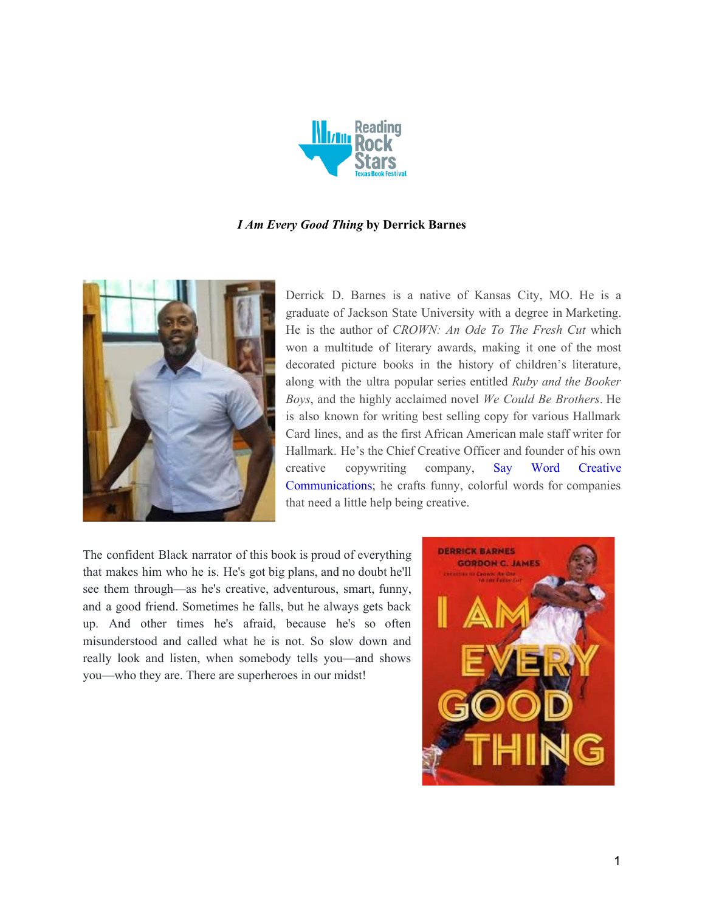# *I Am Every Good Thing* by Derrick Barnes

Derrick D. Barnes is a native of Kansas City, MO. He is a graduate of Jackson State University with a degree in Marketing. He is the author of *CROWN: An Ode To The Fresh Cut* which won a multitude of literary awards, making it one of the most decorated picture books in the history of children's literature, along with the ultra popular series entitled *Ruby and the Booker Boys*, and the highly acclaimed novel *We Could Be Brothers*. He is also known for writing best selling copy for various Hallmark Card lines, and as the first African American male staff writer for Hallmark. He's the Chief Creative Officer and founder of his own creative copywriting company, Say Word Creative Communications; he crafts funny, colorful words for companies that need a little help being creative.

The confident Black narrator of this book is proud of everything that makes him who he is. He's got big plans, and no doubt he'll see them through—as he's creative, adventurous, smart, funny, and a good friend. Sometimes he falls, but he always gets back up. And other times he's afraid, because he's so often misunderstood and called what he is not. So slow down and really look and listen, when somebody tells you—and shows you—who they are. There are superheroes in our midst!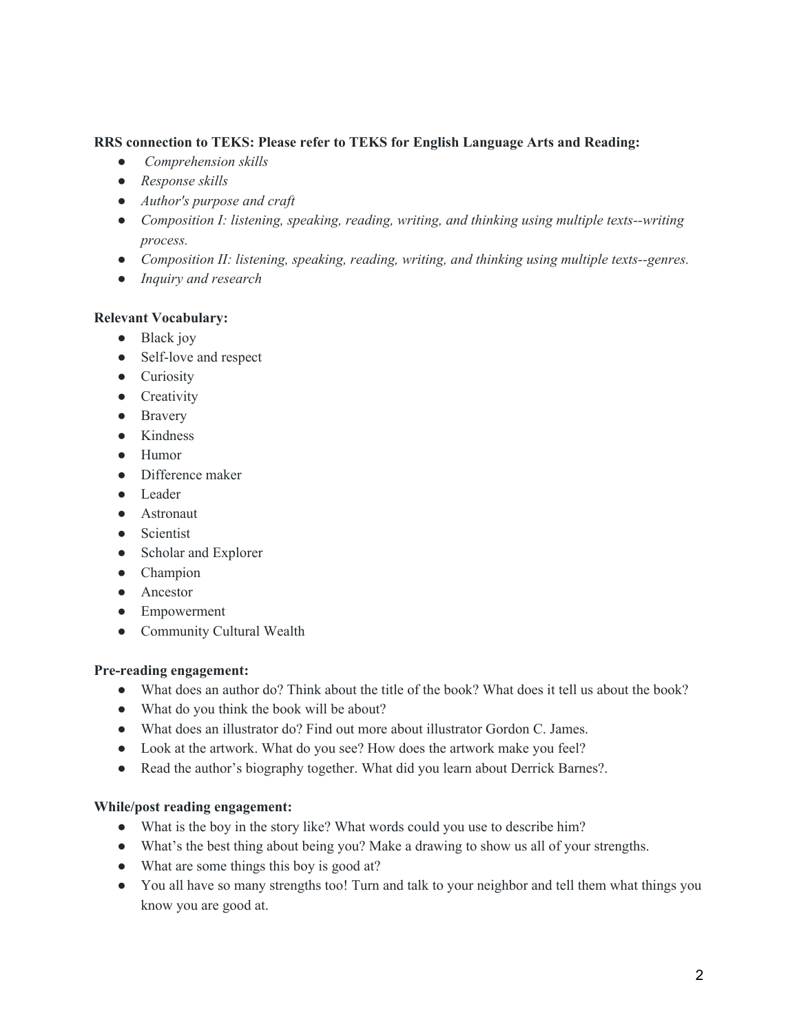**RRS connection to TEKS: Please refer to TEKS for English Language Arts and Reading:**

- *Comprehension skills*
- *Response skills*
- *Author's purpose and craft*
- *Composition I: listening, speaking, reading, writing, and thinking using multiple texts--writing process.*
- *Composition II: listening, speaking, reading, writing, and thinking using multiple texts--genres.*
- *Inquiry and research*

**Relevant Vocabulary:**

- Black joy
- Self-love and respect
- Curiosity
- Creativity
- Bravery
- Kindness
- Humor
- Difference maker
- Leader
- Astronaut
- Scientist
- Scholar and Explorer
- Champion
- Ancestor
- Empowerment
- Community Cultural Wealth

**Pre-reading engagement:**

- What does an author do? Think about the title of the book? What does it tell us about the book?
- What do you think the book will be about?
- What does an illustrator do? Find out more about illustrator Gordon C. James.
- Look at the artwork. What do you see? How does the artwork make you feel?
- Read the author's biography together. What did you learn about Derrick Barnes?.

**While/post reading engagement:**

- What is the boy in the story like? What words could you use to describe him?
- What's the best thing about being you? Make a drawing to show us all of your strengths.
- What are some things this boy is good at?
- You all have so many strengths too! Turn and talk to your neighbor and tell them what things you know you are good at.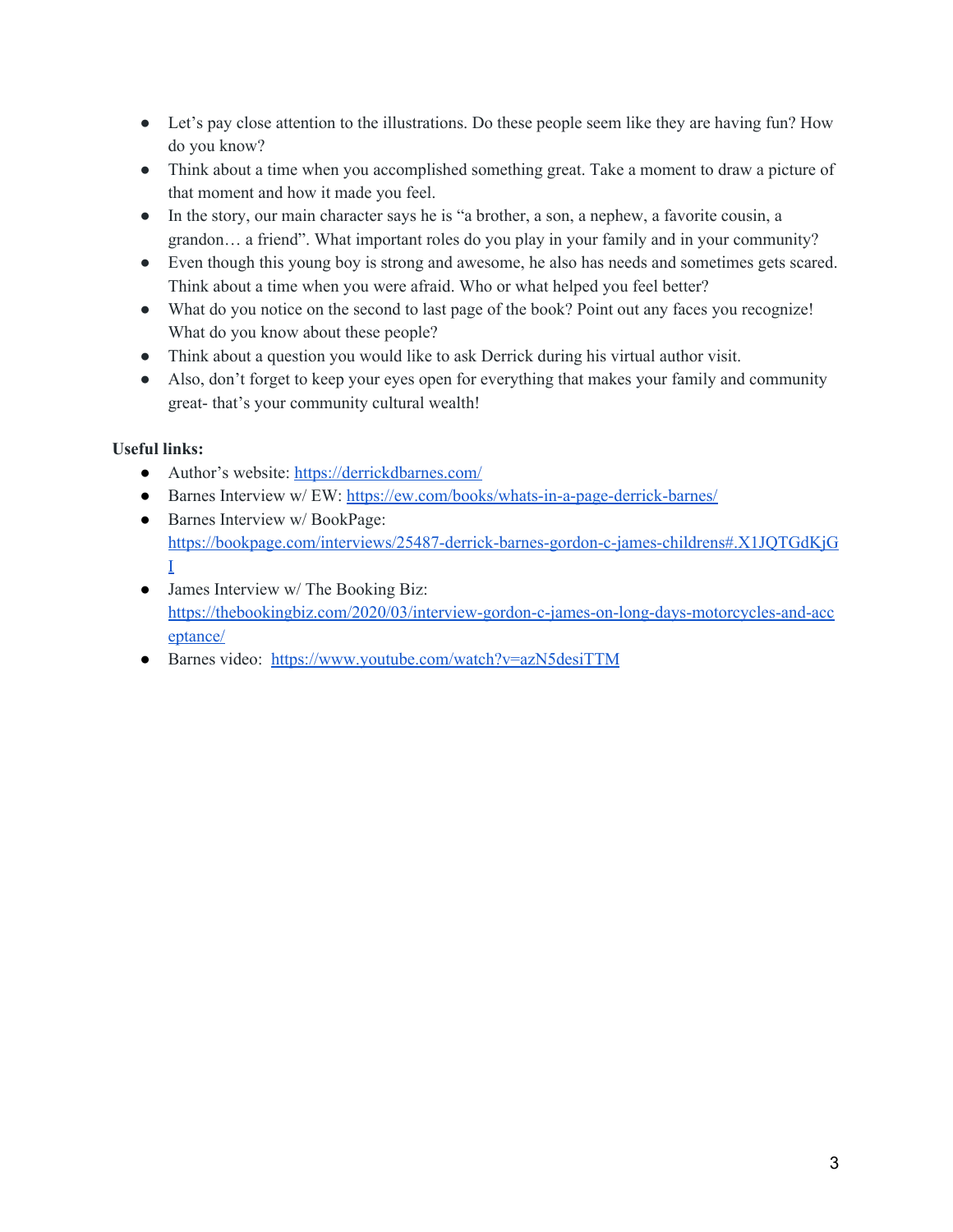- Let's pay close attention to the illustrations. Do these people seem like they are having fun? How do you know?
- Think about a time when you accomplished something great. Take a moment to draw a picture of that moment and how it made you feel.
- In the story, our main character says he is "a brother, a son, a nephew, a favorite cousin, a grandon… a friend". What important roles do you play in your family and in your community?
- Even though this young boy is strong and awesome, he also has needs and sometimes gets scared. Think about a time when you were afraid. Who or what helped you feel better?
- What do you notice on the second to last page of the book? Point out any faces you recognize! What do you know about these people?
- Think about a question you would like to ask Derrick during his virtual author visit.
- Also, don't forget to keep your eyes open for everything that makes your family and community great- that's your community cultural wealth!

**Useful links:**

- Author's website: [https://derrickdbarnes.com/](https://derrickdbarnes.com/)
- Barnes Interview w/ EW: [https://ew.com/books/whats-in-a-page-derrick-barnes/](https://ew.com/books/whats-in-a-page-derrick-barnes/)
- Barnes Interview w/ BookPage: [https://bookpage.com/interviews/25487-derrick-barnes-gordon-c-james-childrens#.X1JQTGdKjGI](https://bookpage.com/interviews/25487-derrick-barnes-gordon-c-james-childrens#.X1JQTGdKjGI)
- James Interview w/ The Booking Biz: [https://thebookingbiz.com/2020/03/interview-gordon-c-james-on-long-days-motorcycles-and-acceptance/](https://thebookingbiz.com/2020/03/interview-gordon-c-james-on-long-days-motorcycles-and-acceptance/)
- Barnes video: [https://www.youtube.com/watch?v=azN5desiTTM](https://www.youtube.com/watch?v=azN5desiTTM)